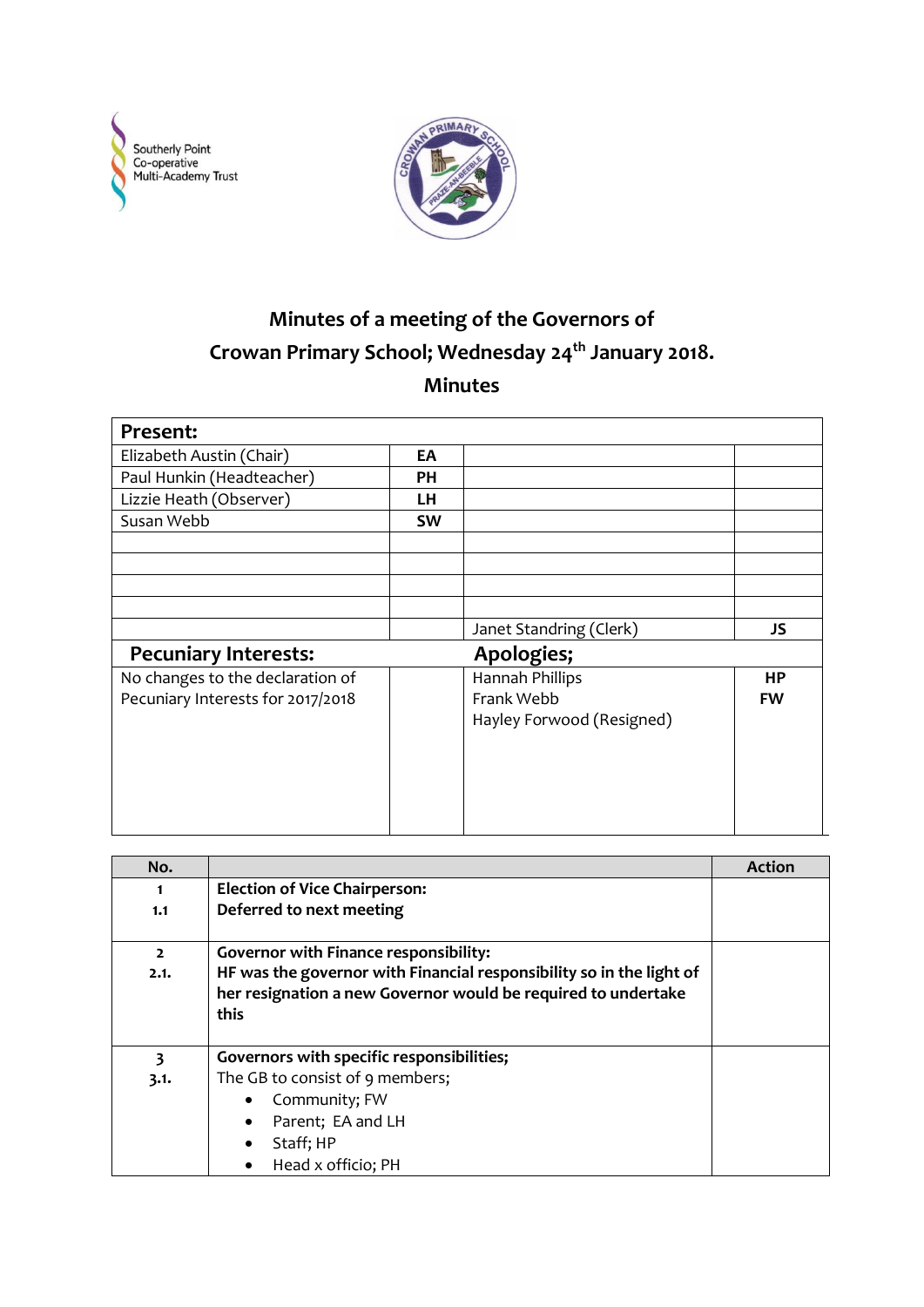Southerly Point Co-operative Multi-Academy Trust

CROWAN PRIMARY SCHOOL PRAZE-AN-BEEBLE

# Minutes of a meeting of the Governors of Crowan Primary School; Wednesday 24th January 2018.

## Minutes

| **Present:** | | | |
|---|---|---|---|
| Elizabeth Austin (Chair) | **EA** | | |
| Paul Hunkin (Headteacher) | **PH** | | |
| Lizzie Heath (Observer) | **LH** | | |
| Susan Webb | **SW** | | |
| | | | |
| | | | |
| | | | |
| | | | |
| | | Janet Standring (Clerk) | **JS** |
| **Pecuniary Interests:** | | **Apologies;** | |
| No changes to the declaration of Pecuniary Interests for 2017/2018 | | Hannah Phillips<br>Frank Webb<br>Hayley Forwood (Resigned) | **HP**<br>**FW** |

| No. | | Action |
|---|---|---|
| **1**<br>**1.1** | **Election of Vice Chairperson:**<br>**Deferred to next meeting** | |
| **2**<br>**2.1.** | **Governor with Finance responsibility:**<br>**HF was the governor with Financial responsibility so in the light of her resignation a new Governor would be required to undertake this** | |
| **3**<br>**3.1.** | **Governors with specific responsibilities;**<br>The GB to consist of 9 members;<br>• Community; FW<br>• Parent; EA and LH<br>• Staff; HP<br>• Head x officio; PH | |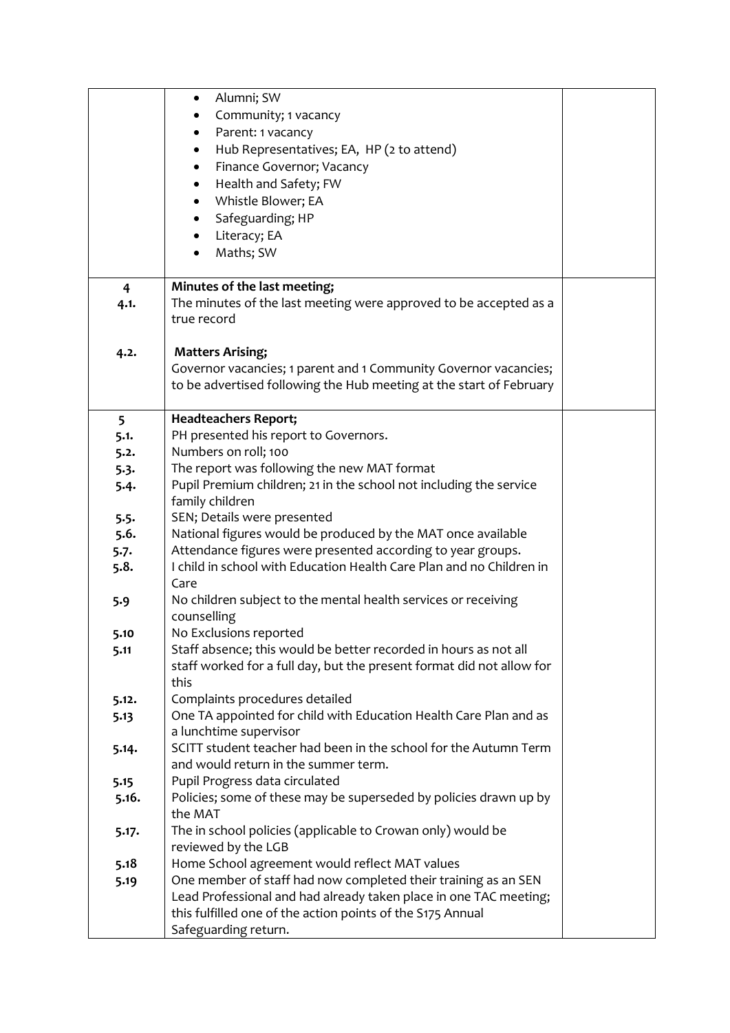|  |  |  |
| --- | --- | --- |
|  | • Alumni; SW<br>• Community; 1 vacancy<br>• Parent: 1 vacancy<br>• Hub Representatives; EA, HP (2 to attend)<br>• Finance Governor; Vacancy<br>• Health and Safety; FW<br>• Whistle Blower; EA<br>• Safeguarding; HP<br>• Literacy; EA<br>• Maths; SW |  |
| **4**<br>**4.1.**<br><br><br>**4.2.** | **Minutes of the last meeting;**<br>The minutes of the last meeting were approved to be accepted as a true record<br><br>**Matters Arising;**<br>Governor vacancies; 1 parent and 1 Community Governor vacancies; to be advertised following the Hub meeting at the start of February |  |
| **5**<br>**5.1.**<br>**5.2.**<br>**5.3.**<br>**5.4.**<br><br>**5.5.**<br>**5.6.**<br>**5.7.**<br>**5.8.**<br><br>**5.9**<br><br>**5.10**<br>**5.11**<br><br><br>**5.12.**<br>**5.13**<br><br>**5.14.**<br><br>**5.15**<br>**5.16.**<br><br>**5.17.**<br><br>**5.18**<br>**5.19** | **Headteachers Report;**<br>PH presented his report to Governors.<br>Numbers on roll; 100<br>The report was following the new MAT format<br>Pupil Premium children; 21 in the school not including the service family children<br>SEN; Details were presented<br>National figures would be produced by the MAT once available<br>Attendance figures were presented according to year groups.<br>I child in school with Education Health Care Plan and no Children in Care<br>No children subject to the mental health services or receiving counselling<br>No Exclusions reported<br>Staff absence; this would be better recorded in hours as not all staff worked for a full day, but the present format did not allow for this<br>Complaints procedures detailed<br>One TA appointed for child with Education Health Care Plan and as a lunchtime supervisor<br>SCITT student teacher had been in the school for the Autumn Term and would return in the summer term.<br>Pupil Progress data circulated<br>Policies; some of these may be superseded by policies drawn up by the MAT<br>The in school policies (applicable to Crowan only) would be reviewed by the LGB<br>Home School agreement would reflect MAT values<br>One member of staff had now completed their training as an SEN Lead Professional and had already taken place in one TAC meeting; this fulfilled one of the action points of the S175 Annual Safeguarding return. |  |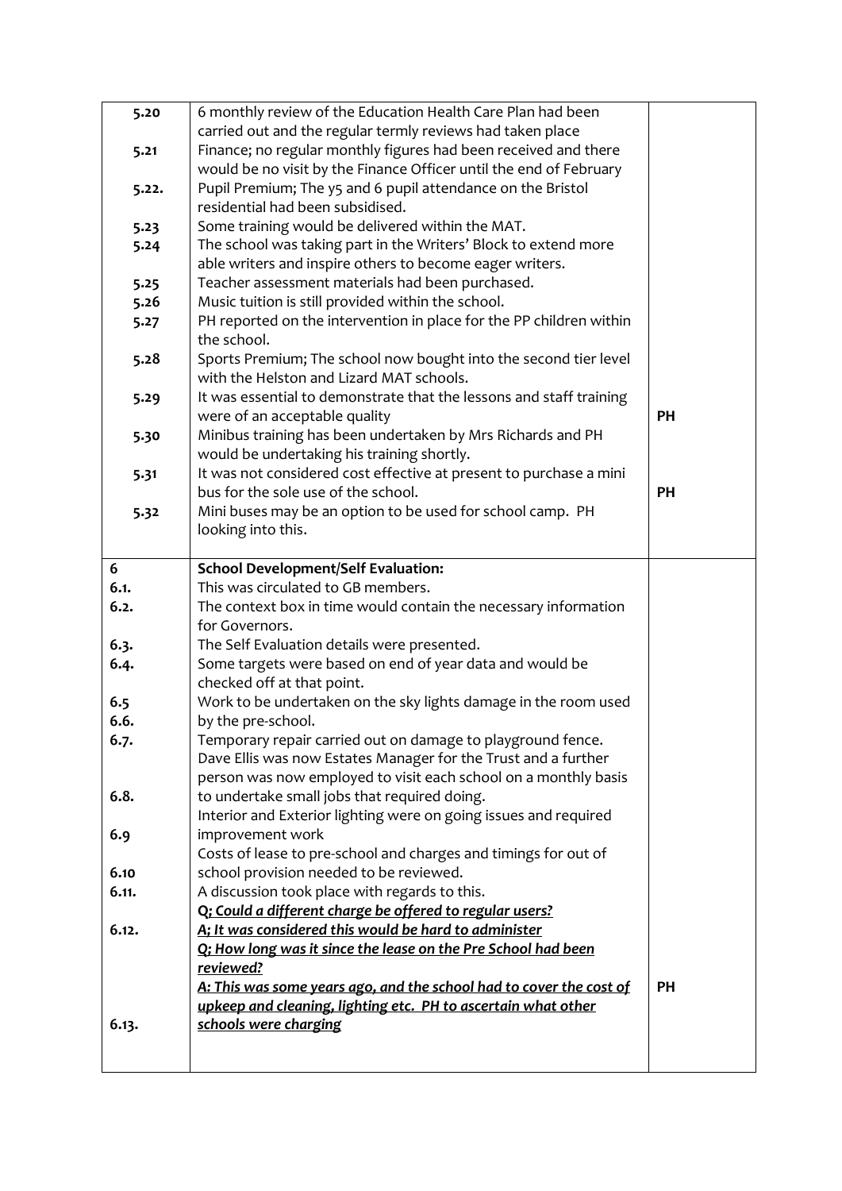| | | |
|---|---|---|
| 5.20 | 6 monthly review of the Education Health Care Plan had been carried out and the regular termly reviews had taken place | |
| 5.21 | Finance; no regular monthly figures had been received and there would be no visit by the Finance Officer until the end of February | |
| 5.22. | Pupil Premium; The y5 and 6 pupil attendance on the Bristol residential had been subsidised. | |
| 5.23 | Some training would be delivered within the MAT. | |
| 5.24 | The school was taking part in the Writers' Block to extend more able writers and inspire others to become eager writers. | |
| 5.25 | Teacher assessment materials had been purchased. | |
| 5.26 | Music tuition is still provided within the school. | |
| 5.27 | PH reported on the intervention in place for the PP children within the school. | |
| 5.28 | Sports Premium; The school now bought into the second tier level with the Helston and Lizard MAT schools. | |
| 5.29 | It was essential to demonstrate that the lessons and staff training were of an acceptable quality | **PH** |
| 5.30 | Minibus training has been undertaken by Mrs Richards and PH would be undertaking his training shortly. | |
| 5.31 | It was not considered cost effective at present to purchase a mini bus for the sole use of the school. | **PH** |
| 5.32 | Mini buses may be an option to be used for school camp. PH looking into this. | |
| **6** | **School Development/Self Evaluation:** | |
| **6.1.** | This was circulated to GB members. | |
| **6.2.** | The context box in time would contain the necessary information for Governors. | |
| **6.3.** | The Self Evaluation details were presented. | |
| **6.4.** | Some targets were based on end of year data and would be checked off at that point. | |
| **6.5** | Work to be undertaken on the sky lights damage in the room used | |
| **6.6.** | by the pre-school. | |
| **6.7.** | Temporary repair carried out on damage to playground fence. Dave Ellis was now Estates Manager for the Trust and a further person was now employed to visit each school on a monthly basis | |
| **6.8.** | to undertake small jobs that required doing. Interior and Exterior lighting were on going issues and required | |
| **6.9** | improvement work Costs of lease to pre-school and charges and timings for out of | |
| **6.10** | school provision needed to be reviewed. | |
| **6.11.** | A discussion took place with regards to this. ***Q; Could a different charge be offered to regular users?*** | |
| **6.12.** | ***A; It was considered this would be hard to administer*** ***Q; How long was it since the lease on the Pre School had been reviewed?*** ***A: This was some years ago, and the school had to cover the cost of upkeep and cleaning, lighting etc. PH to ascertain what other*** | **PH** |
| **6.13.** | ***schools were charging*** | |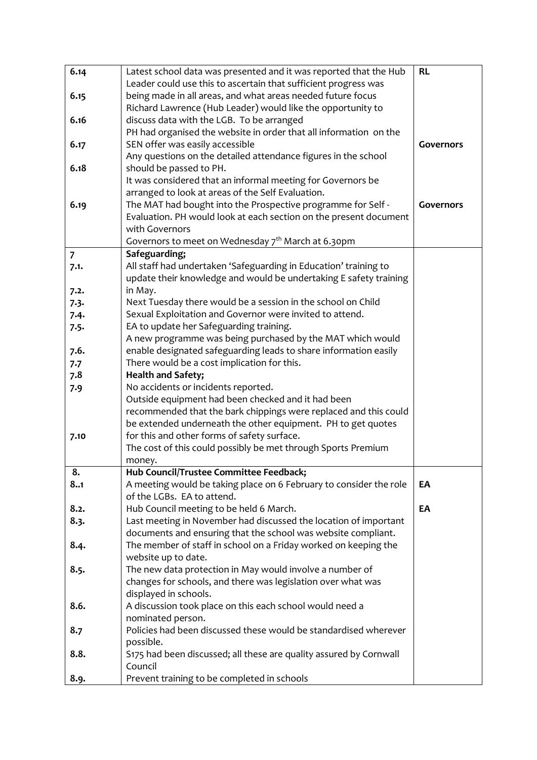| | | |
|---|---|---|
| 6.14 | Latest school data was presented and it was reported that the Hub Leader could use this to ascertain that sufficient progress was being made in all areas, and what areas needed future focus | **RL** |
| 6.15 | Richard Lawrence (Hub Leader) would like the opportunity to discuss data with the LGB. To be arranged | |
| 6.16 | PH had organised the website in order that all information on the SEN offer was easily accessible | |
| 6.17 | Any questions on the detailed attendance figures in the school should be passed to PH. | **Governors** |
| 6.18 | It was considered that an informal meeting for Governors be arranged to look at areas of the Self Evaluation. | |
| 6.19 | The MAT had bought into the Prospective programme for Self - Evaluation. PH would look at each section on the present document with Governors<br>Governors to meet on Wednesday 7th March at 6.30pm | **Governors** |
| 7 | **Safeguarding;** | |
| 7.1. | All staff had undertaken 'Safeguarding in Education' training to update their knowledge and would be undertaking E safety training in May. | |
| 7.2. | Next Tuesday there would be a session in the school on Child Sexual Exploitation and Governor were invited to attend. | |
| 7.3. | EA to update her Safeguarding training. | |
| 7.4. | A new programme was being purchased by the MAT which would enable designated safeguarding leads to share information easily | |
| 7.5. | There would be a cost implication for this. | |
| 7.6. | **Health and Safety;** | |
| 7.7 | No accidents or incidents reported. | |
| 7.8 | Outside equipment had been checked and it had been recommended that the bark chippings were replaced and this could be extended underneath the other equipment. PH to get quotes for this and other forms of safety surface. | |
| 7.9 | | |
| 7.10 | The cost of this could possibly be met through Sports Premium money. | |
| 8. | **Hub Council/Trustee Committee Feedback;** | |
| 8..1 | A meeting would be taking place on 6 February to consider the role of the LGBs. EA to attend. | **EA** |
| 8.2. | Hub Council meeting to be held 6 March. | **EA** |
| 8.3. | Last meeting in November had discussed the location of important documents and ensuring that the school was website compliant. | |
| 8.4. | The member of staff in school on a Friday worked on keeping the website up to date. | |
| 8.5. | The new data protection in May would involve a number of changes for schools, and there was legislation over what was displayed in schools. | |
| 8.6. | A discussion took place on this each school would need a nominated person. | |
| 8.7 | Policies had been discussed these would be standardised wherever possible. | |
| 8.8. | S175 had been discussed; all these are quality assured by Cornwall Council | |
| 8.9. | Prevent training to be completed in schools | |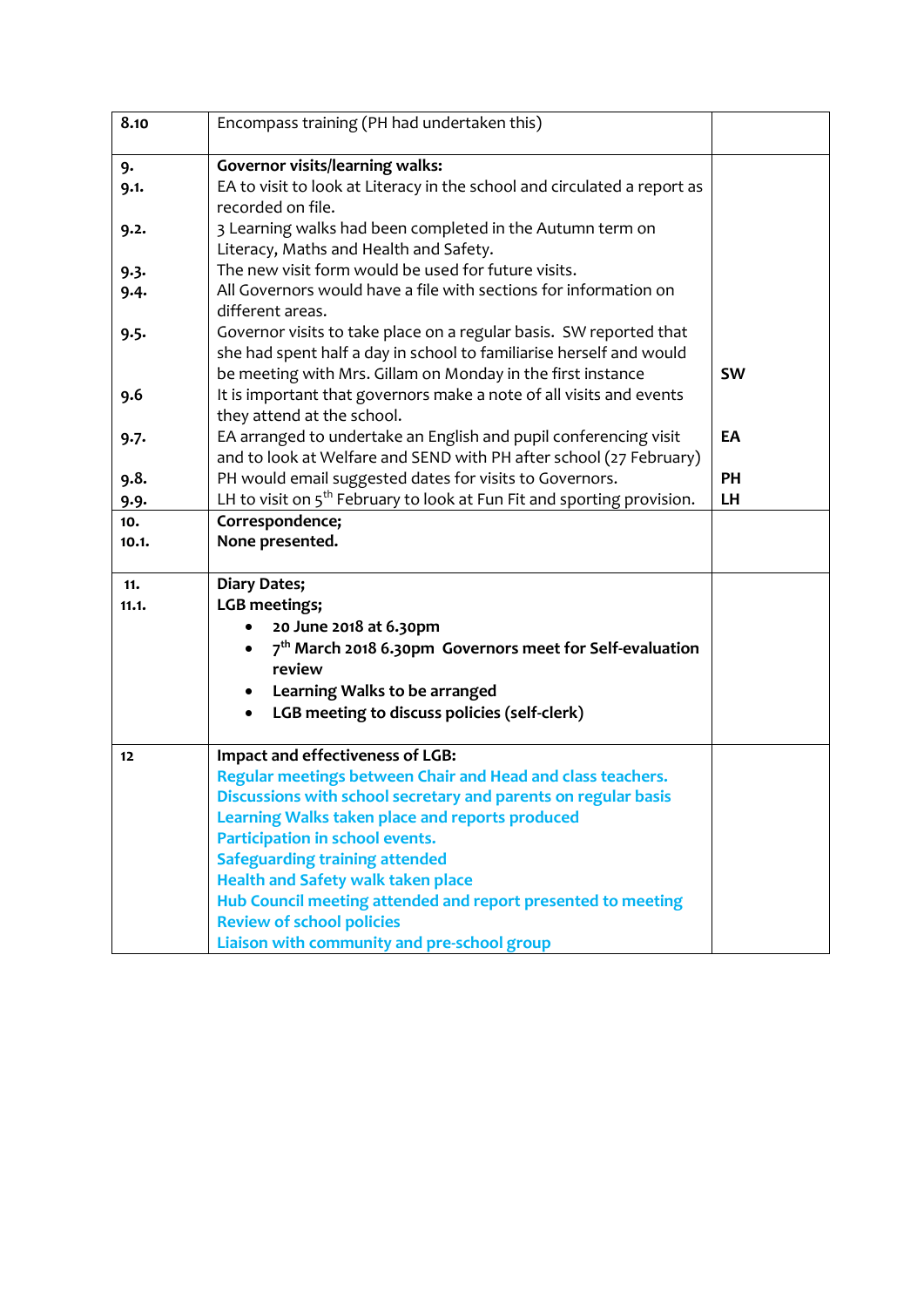| | | |
|---|---|---|
| 8.10 | Encompass training (PH had undertaken this) | |
| **9.** | **Governor visits/learning walks:** | |
| **9.1.** | EA to visit to look at Literacy in the school and circulated a report as recorded on file. | |
| **9.2.** | 3 Learning walks had been completed in the Autumn term on Literacy, Maths and Health and Safety. | |
| **9.3.** | The new visit form would be used for future visits. | |
| **9.4.** | All Governors would have a file with sections for information on different areas. | |
| **9.5.** | Governor visits to take place on a regular basis. SW reported that she had spent half a day in school to familiarise herself and would be meeting with Mrs. Gillam on Monday in the first instance | **SW** |
| **9.6** | It is important that governors make a note of all visits and events they attend at the school. | |
| **9.7.** | EA arranged to undertake an English and pupil conferencing visit and to look at Welfare and SEND with PH after school (27 February) | **EA** |
| **9.8.** | PH would email suggested dates for visits to Governors. | **PH** |
| **9.9.** | LH to visit on 5th February to look at Fun Fit and sporting provision. | **LH** |
| **10.** | **Correspondence;** | |
| **10.1.** | **None presented.** | |
| **11.** | **Diary Dates;** | |
| **11.1.** | **LGB meetings;**<br>• **20 June 2018 at 6.30pm**<br>• **7th March 2018 6.30pm Governors meet for Self-evaluation review**<br>• **Learning Walks to be arranged**<br>• **LGB meeting to discuss policies (self-clerk)** | |
| **12** | **Impact and effectiveness of LGB:**<br>**Regular meetings between Chair and Head and class teachers.**<br>**Discussions with school secretary and parents on regular basis**<br>**Learning Walks taken place and reports produced**<br>**Participation in school events.**<br>**Safeguarding training attended**<br>**Health and Safety walk taken place**<br>**Hub Council meeting attended and report presented to meeting**<br>**Review of school policies**<br>**Liaison with community and pre-school group** | |